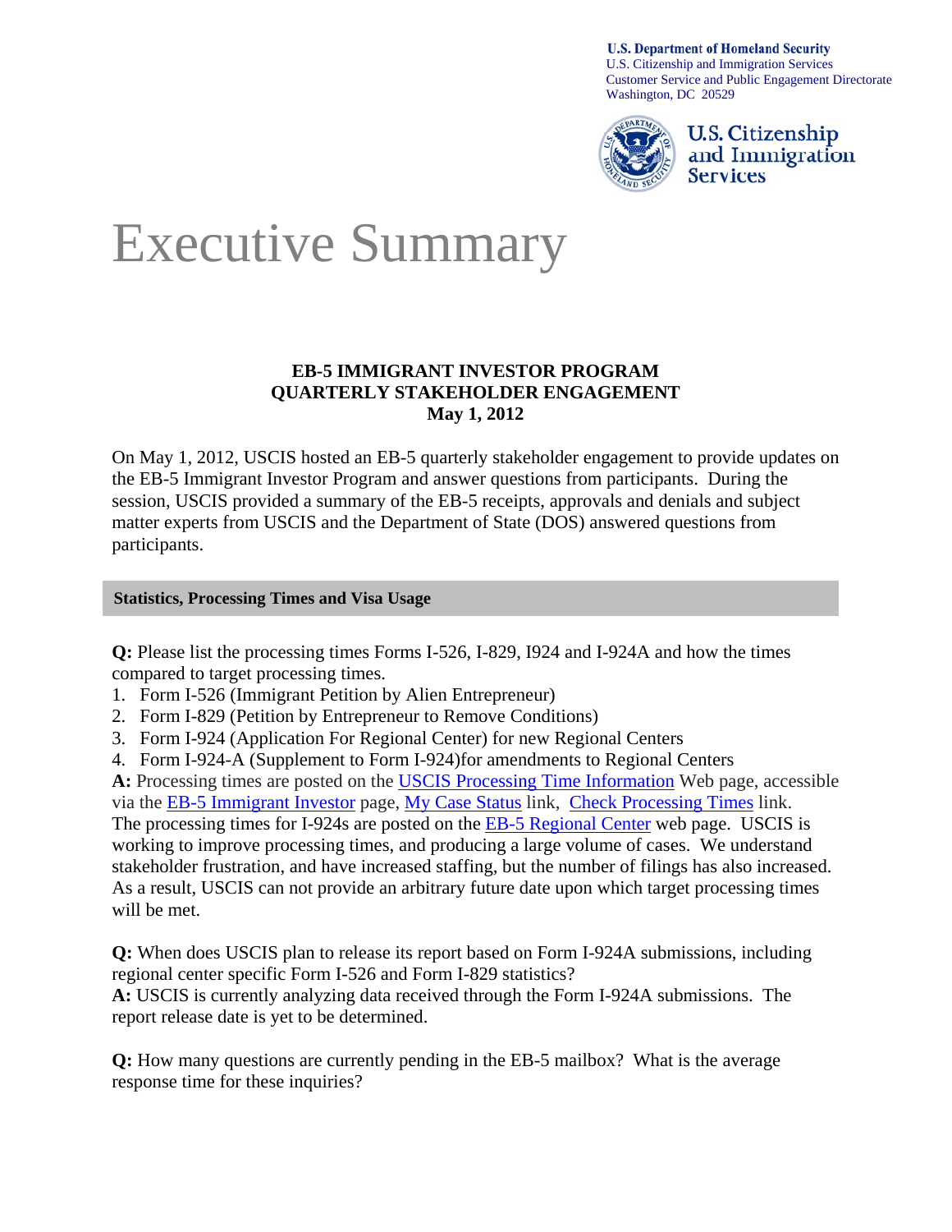U.S. Department of Homeland Security
U.S. Citizenship and Immigration Services
Customer Service and Public Engagement Directorate
Washington, DC 20529

U.S. Citizenship and Immigration Services

# Executive Summary

## EB-5 IMMIGRANT INVESTOR PROGRAM QUARTERLY STAKEHOLDER ENGAGEMENT May 1, 2012

On May 1, 2012, USCIS hosted an EB-5 quarterly stakeholder engagement to provide updates on the EB-5 Immigrant Investor Program and answer questions from participants. During the session, USCIS provided a summary of the EB-5 receipts, approvals and denials and subject matter experts from USCIS and the Department of State (DOS) answered questions from participants.

### Statistics, Processing Times and Visa Usage

**Q:** Please list the processing times Forms I-526, I-829, I924 and I-924A and how the times compared to target processing times.

1. Form I-526 (Immigrant Petition by Alien Entrepreneur)
2. Form I-829 (Petition by Entrepreneur to Remove Conditions)
3. Form I-924 (Application For Regional Center) for new Regional Centers
4. Form I-924-A (Supplement to Form I-924)for amendments to Regional Centers

**A:** Processing times are posted on the USCIS Processing Time Information Web page, accessible via the EB-5 Immigrant Investor page, My Case Status link, Check Processing Times link. The processing times for I-924s are posted on the EB-5 Regional Center web page. USCIS is working to improve processing times, and producing a large volume of cases. We understand stakeholder frustration, and have increased staffing, but the number of filings has also increased. As a result, USCIS can not provide an arbitrary future date upon which target processing times will be met.

**Q:** When does USCIS plan to release its report based on Form I-924A submissions, including regional center specific Form I-526 and Form I-829 statistics?
**A:** USCIS is currently analyzing data received through the Form I-924A submissions. The report release date is yet to be determined.

**Q:** How many questions are currently pending in the EB-5 mailbox? What is the average response time for these inquiries?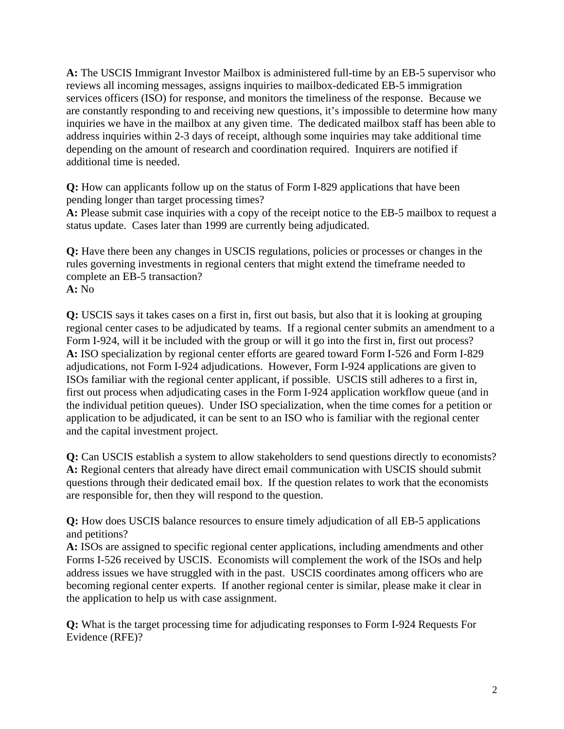**A:** The USCIS Immigrant Investor Mailbox is administered full-time by an EB-5 supervisor who reviews all incoming messages, assigns inquiries to mailbox-dedicated EB-5 immigration services officers (ISO) for response, and monitors the timeliness of the response. Because we are constantly responding to and receiving new questions, it's impossible to determine how many inquiries we have in the mailbox at any given time. The dedicated mailbox staff has been able to address inquiries within 2-3 days of receipt, although some inquiries may take additional time depending on the amount of research and coordination required. Inquirers are notified if additional time is needed.

**Q:** How can applicants follow up on the status of Form I-829 applications that have been pending longer than target processing times?
**A:** Please submit case inquiries with a copy of the receipt notice to the EB-5 mailbox to request a status update. Cases later than 1999 are currently being adjudicated.

**Q:** Have there been any changes in USCIS regulations, policies or processes or changes in the rules governing investments in regional centers that might extend the timeframe needed to complete an EB-5 transaction?
**A:** No

**Q:** USCIS says it takes cases on a first in, first out basis, but also that it is looking at grouping regional center cases to be adjudicated by teams. If a regional center submits an amendment to a Form I-924, will it be included with the group or will it go into the first in, first out process?
**A:** ISO specialization by regional center efforts are geared toward Form I-526 and Form I-829 adjudications, not Form I-924 adjudications. However, Form I-924 applications are given to ISOs familiar with the regional center applicant, if possible. USCIS still adheres to a first in, first out process when adjudicating cases in the Form I-924 application workflow queue (and in the individual petition queues). Under ISO specialization, when the time comes for a petition or application to be adjudicated, it can be sent to an ISO who is familiar with the regional center and the capital investment project.

**Q:** Can USCIS establish a system to allow stakeholders to send questions directly to economists?
**A:** Regional centers that already have direct email communication with USCIS should submit questions through their dedicated email box. If the question relates to work that the economists are responsible for, then they will respond to the question.

**Q:** How does USCIS balance resources to ensure timely adjudication of all EB-5 applications and petitions?
**A:** ISOs are assigned to specific regional center applications, including amendments and other Forms I-526 received by USCIS. Economists will complement the work of the ISOs and help address issues we have struggled with in the past. USCIS coordinates among officers who are becoming regional center experts. If another regional center is similar, please make it clear in the application to help us with case assignment.

**Q:** What is the target processing time for adjudicating responses to Form I-924 Requests For Evidence (RFE)?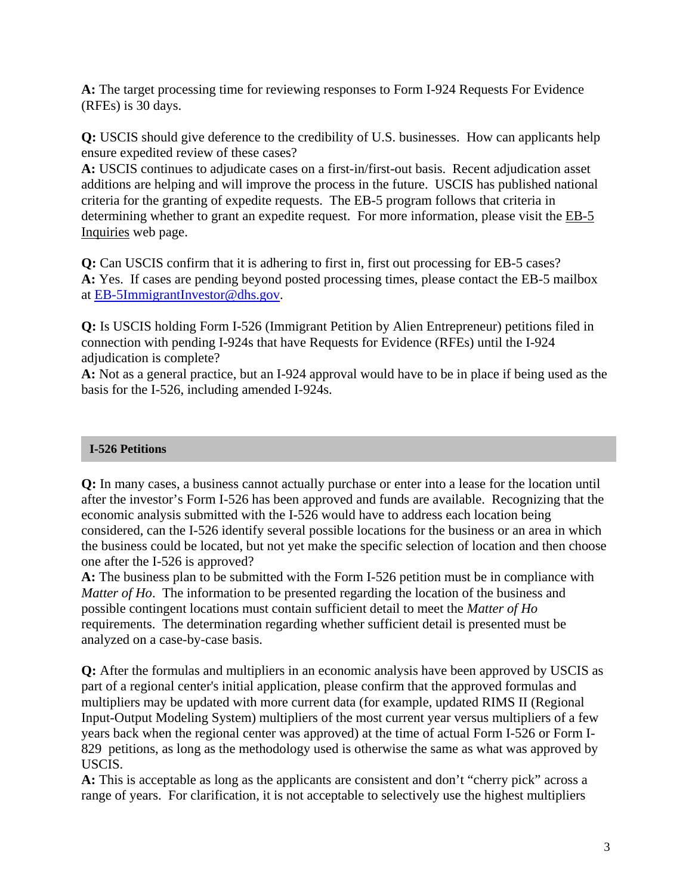**A:** The target processing time for reviewing responses to Form I-924 Requests For Evidence (RFEs) is 30 days.

**Q:** USCIS should give deference to the credibility of U.S. businesses. How can applicants help ensure expedited review of these cases?
**A:** USCIS continues to adjudicate cases on a first-in/first-out basis. Recent adjudication asset additions are helping and will improve the process in the future. USCIS has published national criteria for the granting of expedite requests. The EB-5 program follows that criteria in determining whether to grant an expedite request. For more information, please visit the EB-5 Inquiries web page.

**Q:** Can USCIS confirm that it is adhering to first in, first out processing for EB-5 cases?
**A:** Yes. If cases are pending beyond posted processing times, please contact the EB-5 mailbox at EB-5ImmigrantInvestor@dhs.gov.

**Q:** Is USCIS holding Form I-526 (Immigrant Petition by Alien Entrepreneur) petitions filed in connection with pending I-924s that have Requests for Evidence (RFEs) until the I-924 adjudication is complete?
**A:** Not as a general practice, but an I-924 approval would have to be in place if being used as the basis for the I-526, including amended I-924s.

## I-526 Petitions

**Q:** In many cases, a business cannot actually purchase or enter into a lease for the location until after the investor's Form I-526 has been approved and funds are available. Recognizing that the economic analysis submitted with the I-526 would have to address each location being considered, can the I-526 identify several possible locations for the business or an area in which the business could be located, but not yet make the specific selection of location and then choose one after the I-526 is approved?
**A:** The business plan to be submitted with the Form I-526 petition must be in compliance with *Matter of Ho*. The information to be presented regarding the location of the business and possible contingent locations must contain sufficient detail to meet the *Matter of Ho* requirements. The determination regarding whether sufficient detail is presented must be analyzed on a case-by-case basis.

**Q:** After the formulas and multipliers in an economic analysis have been approved by USCIS as part of a regional center's initial application, please confirm that the approved formulas and multipliers may be updated with more current data (for example, updated RIMS II (Regional Input-Output Modeling System) multipliers of the most current year versus multipliers of a few years back when the regional center was approved) at the time of actual Form I-526 or Form I-829 petitions, as long as the methodology used is otherwise the same as what was approved by USCIS.
**A:** This is acceptable as long as the applicants are consistent and don't "cherry pick" across a range of years. For clarification, it is not acceptable to selectively use the highest multipliers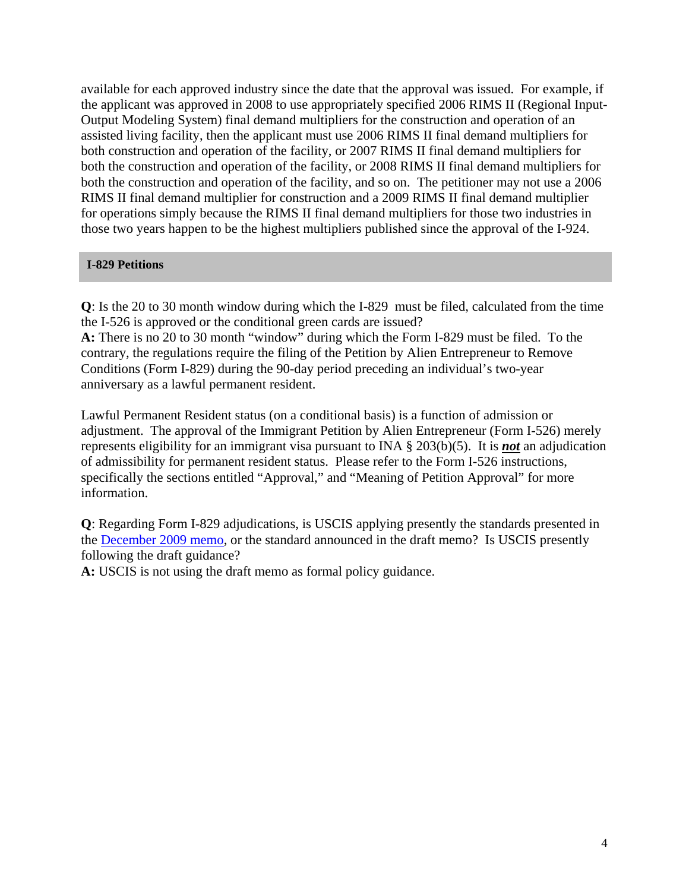available for each approved industry since the date that the approval was issued. For example, if the applicant was approved in 2008 to use appropriately specified 2006 RIMS II (Regional Input-Output Modeling System) final demand multipliers for the construction and operation of an assisted living facility, then the applicant must use 2006 RIMS II final demand multipliers for both construction and operation of the facility, or 2007 RIMS II final demand multipliers for both the construction and operation of the facility, or 2008 RIMS II final demand multipliers for both the construction and operation of the facility, and so on. The petitioner may not use a 2006 RIMS II final demand multiplier for construction and a 2009 RIMS II final demand multiplier for operations simply because the RIMS II final demand multipliers for those two industries in those two years happen to be the highest multipliers published since the approval of the I-924.

## I-829 Petitions

**Q**: Is the 20 to 30 month window during which the I-829 must be filed, calculated from the time the I-526 is approved or the conditional green cards are issued?
**A:** There is no 20 to 30 month "window" during which the Form I-829 must be filed. To the contrary, the regulations require the filing of the Petition by Alien Entrepreneur to Remove Conditions (Form I-829) during the 90-day period preceding an individual's two-year anniversary as a lawful permanent resident.

Lawful Permanent Resident status (on a conditional basis) is a function of admission or adjustment. The approval of the Immigrant Petition by Alien Entrepreneur (Form I-526) merely represents eligibility for an immigrant visa pursuant to INA § 203(b)(5). It is ***not*** an adjudication of admissibility for permanent resident status. Please refer to the Form I-526 instructions, specifically the sections entitled "Approval," and "Meaning of Petition Approval" for more information.

**Q**: Regarding Form I-829 adjudications, is USCIS applying presently the standards presented in the December 2009 memo, or the standard announced in the draft memo? Is USCIS presently following the draft guidance?
**A:** USCIS is not using the draft memo as formal policy guidance.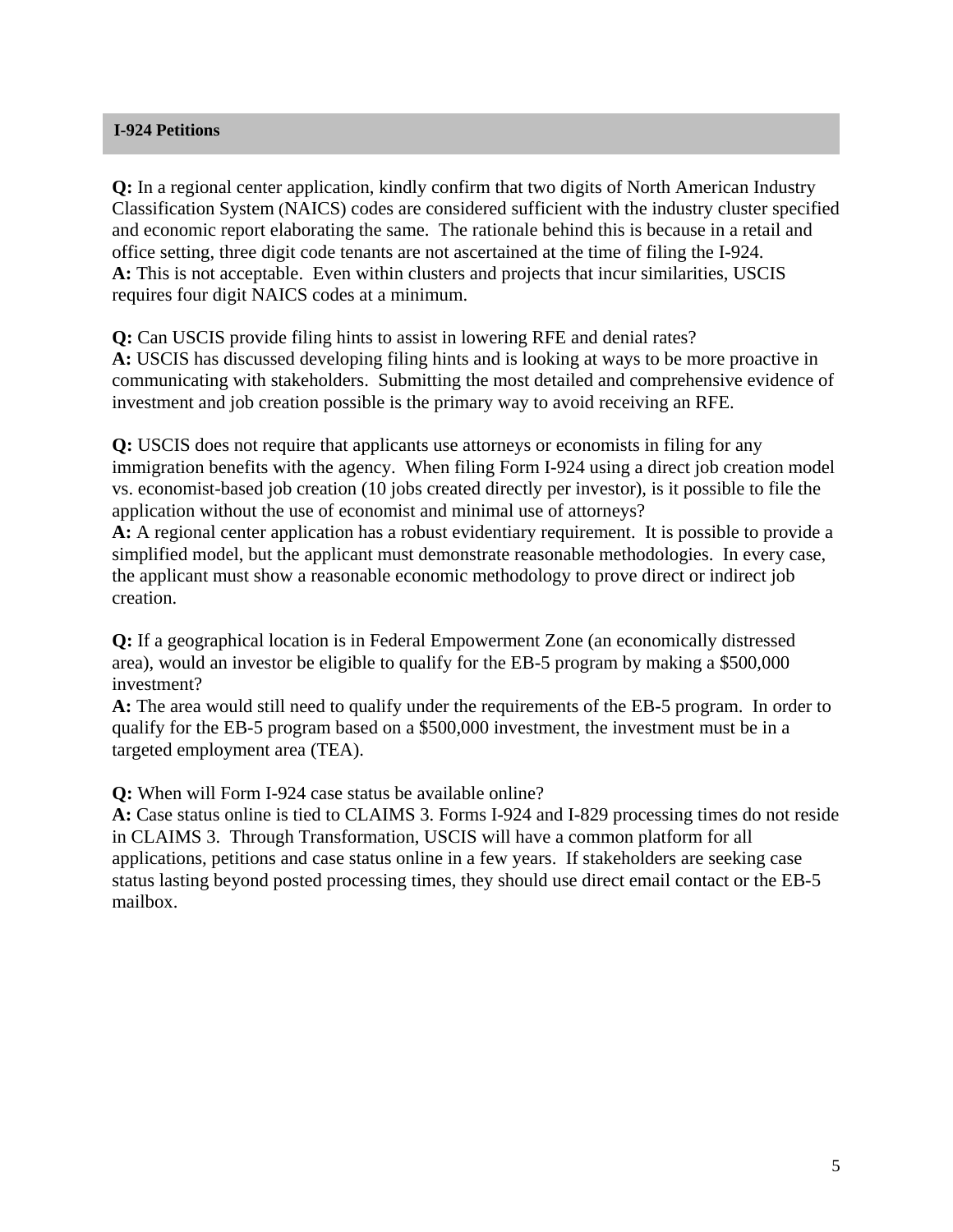## I-924 Petitions

**Q:** In a regional center application, kindly confirm that two digits of North American Industry Classification System (NAICS) codes are considered sufficient with the industry cluster specified and economic report elaborating the same. The rationale behind this is because in a retail and office setting, three digit code tenants are not ascertained at the time of filing the I-924.
**A:** This is not acceptable. Even within clusters and projects that incur similarities, USCIS requires four digit NAICS codes at a minimum.

**Q:** Can USCIS provide filing hints to assist in lowering RFE and denial rates?
**A:** USCIS has discussed developing filing hints and is looking at ways to be more proactive in communicating with stakeholders. Submitting the most detailed and comprehensive evidence of investment and job creation possible is the primary way to avoid receiving an RFE.

**Q:** USCIS does not require that applicants use attorneys or economists in filing for any immigration benefits with the agency. When filing Form I-924 using a direct job creation model vs. economist-based job creation (10 jobs created directly per investor), is it possible to file the application without the use of economist and minimal use of attorneys?
**A:** A regional center application has a robust evidentiary requirement. It is possible to provide a simplified model, but the applicant must demonstrate reasonable methodologies. In every case, the applicant must show a reasonable economic methodology to prove direct or indirect job creation.

**Q:** If a geographical location is in Federal Empowerment Zone (an economically distressed area), would an investor be eligible to qualify for the EB-5 program by making a $500,000 investment?
**A:** The area would still need to qualify under the requirements of the EB-5 program. In order to qualify for the EB-5 program based on a $500,000 investment, the investment must be in a targeted employment area (TEA).

**Q:** When will Form I-924 case status be available online?
**A:** Case status online is tied to CLAIMS 3. Forms I-924 and I-829 processing times do not reside in CLAIMS 3. Through Transformation, USCIS will have a common platform for all applications, petitions and case status online in a few years. If stakeholders are seeking case status lasting beyond posted processing times, they should use direct email contact or the EB-5 mailbox.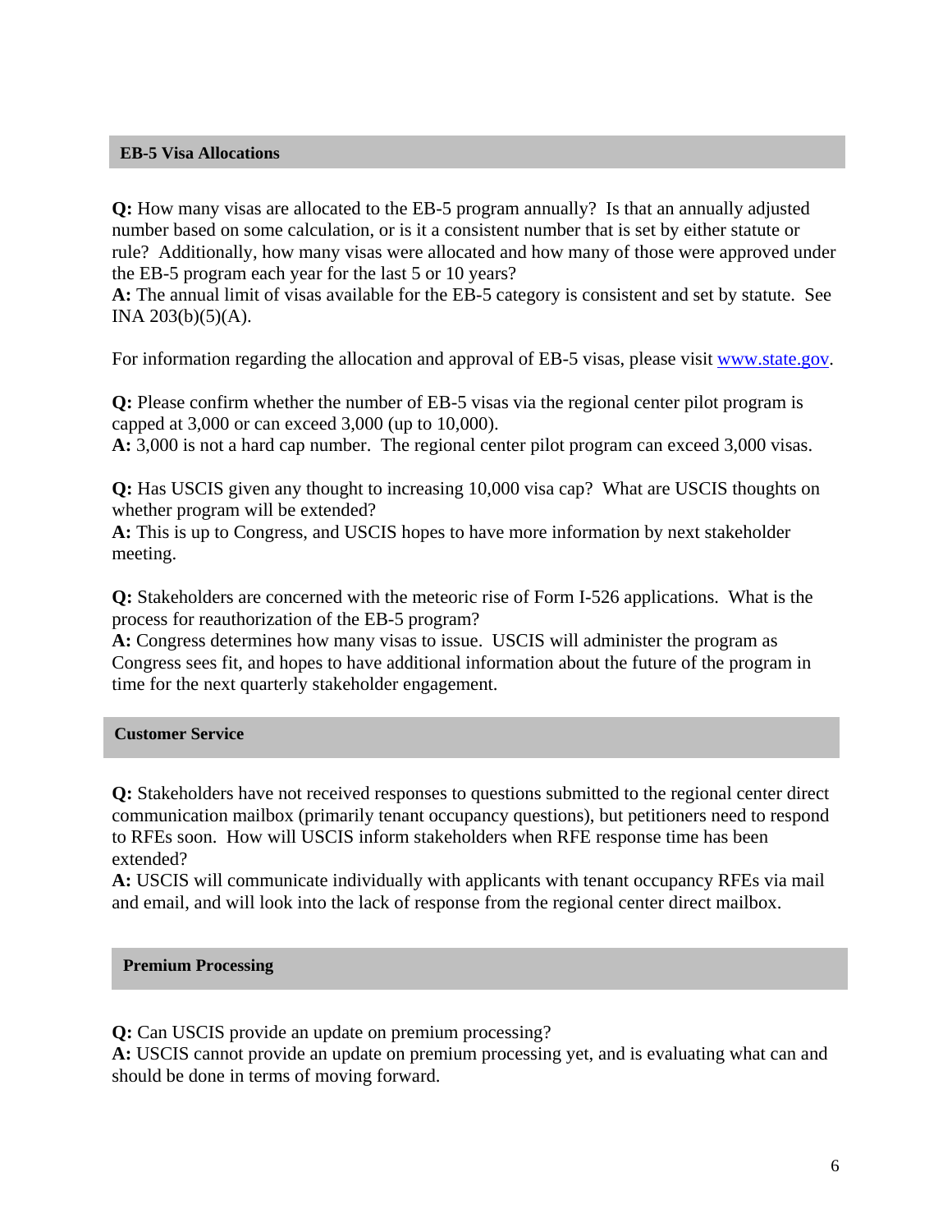## EB-5 Visa Allocations

**Q:** How many visas are allocated to the EB-5 program annually? Is that an annually adjusted number based on some calculation, or is it a consistent number that is set by either statute or rule? Additionally, how many visas were allocated and how many of those were approved under the EB-5 program each year for the last 5 or 10 years?
**A:** The annual limit of visas available for the EB-5 category is consistent and set by statute. See INA 203(b)(5)(A).

For information regarding the allocation and approval of EB-5 visas, please visit www.state.gov.

**Q:** Please confirm whether the number of EB-5 visas via the regional center pilot program is capped at 3,000 or can exceed 3,000 (up to 10,000).
**A:** 3,000 is not a hard cap number. The regional center pilot program can exceed 3,000 visas.

**Q:** Has USCIS given any thought to increasing 10,000 visa cap? What are USCIS thoughts on whether program will be extended?
**A:** This is up to Congress, and USCIS hopes to have more information by next stakeholder meeting.

**Q:** Stakeholders are concerned with the meteoric rise of Form I-526 applications. What is the process for reauthorization of the EB-5 program?
**A:** Congress determines how many visas to issue. USCIS will administer the program as Congress sees fit, and hopes to have additional information about the future of the program in time for the next quarterly stakeholder engagement.

## Customer Service

**Q:** Stakeholders have not received responses to questions submitted to the regional center direct communication mailbox (primarily tenant occupancy questions), but petitioners need to respond to RFEs soon. How will USCIS inform stakeholders when RFE response time has been extended?
**A:** USCIS will communicate individually with applicants with tenant occupancy RFEs via mail and email, and will look into the lack of response from the regional center direct mailbox.

## Premium Processing

**Q:** Can USCIS provide an update on premium processing?
**A:** USCIS cannot provide an update on premium processing yet, and is evaluating what can and should be done in terms of moving forward.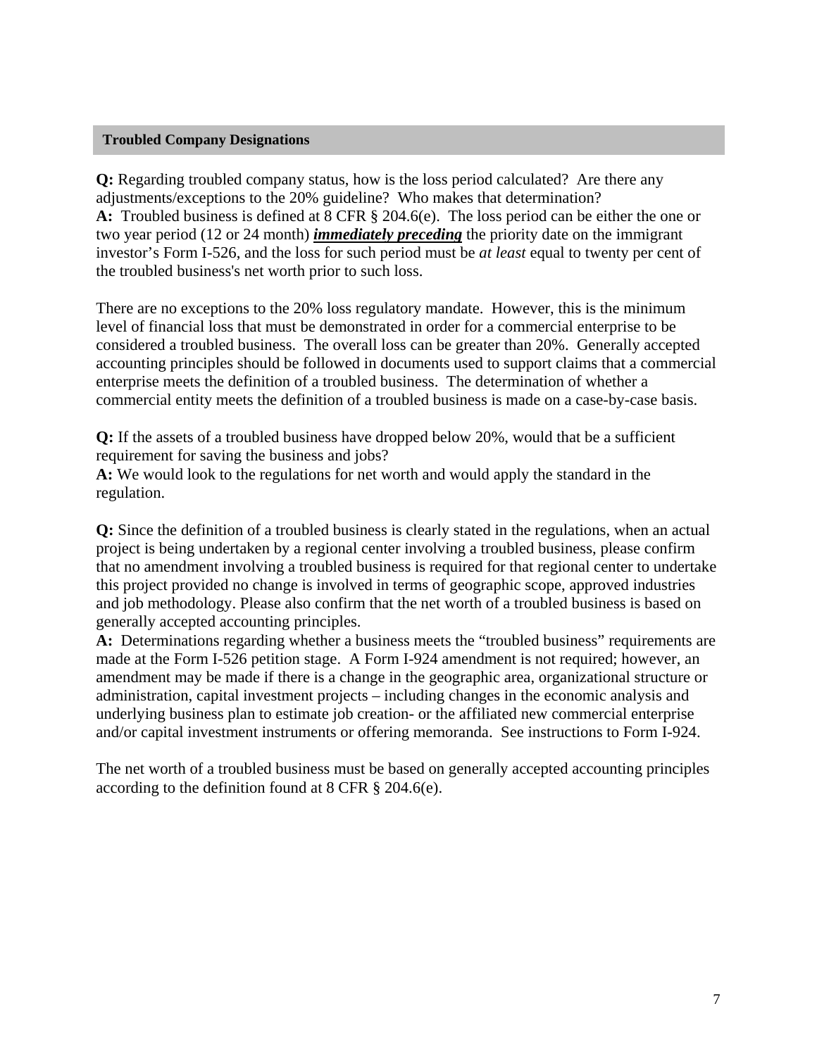## Troubled Company Designations

**Q:** Regarding troubled company status, how is the loss period calculated? Are there any adjustments/exceptions to the 20% guideline? Who makes that determination?
**A:** Troubled business is defined at 8 CFR § 204.6(e). The loss period can be either the one or two year period (12 or 24 month) ***immediately preceding*** the priority date on the immigrant investor's Form I-526, and the loss for such period must be *at least* equal to twenty per cent of the troubled business's net worth prior to such loss.

There are no exceptions to the 20% loss regulatory mandate. However, this is the minimum level of financial loss that must be demonstrated in order for a commercial enterprise to be considered a troubled business. The overall loss can be greater than 20%. Generally accepted accounting principles should be followed in documents used to support claims that a commercial enterprise meets the definition of a troubled business. The determination of whether a commercial entity meets the definition of a troubled business is made on a case-by-case basis.

**Q:** If the assets of a troubled business have dropped below 20%, would that be a sufficient requirement for saving the business and jobs?
**A:** We would look to the regulations for net worth and would apply the standard in the regulation.

**Q:** Since the definition of a troubled business is clearly stated in the regulations, when an actual project is being undertaken by a regional center involving a troubled business, please confirm that no amendment involving a troubled business is required for that regional center to undertake this project provided no change is involved in terms of geographic scope, approved industries and job methodology. Please also confirm that the net worth of a troubled business is based on generally accepted accounting principles.
**A:** Determinations regarding whether a business meets the "troubled business" requirements are made at the Form I-526 petition stage. A Form I-924 amendment is not required; however, an amendment may be made if there is a change in the geographic area, organizational structure or administration, capital investment projects – including changes in the economic analysis and underlying business plan to estimate job creation- or the affiliated new commercial enterprise and/or capital investment instruments or offering memoranda. See instructions to Form I-924.

The net worth of a troubled business must be based on generally accepted accounting principles according to the definition found at 8 CFR § 204.6(e).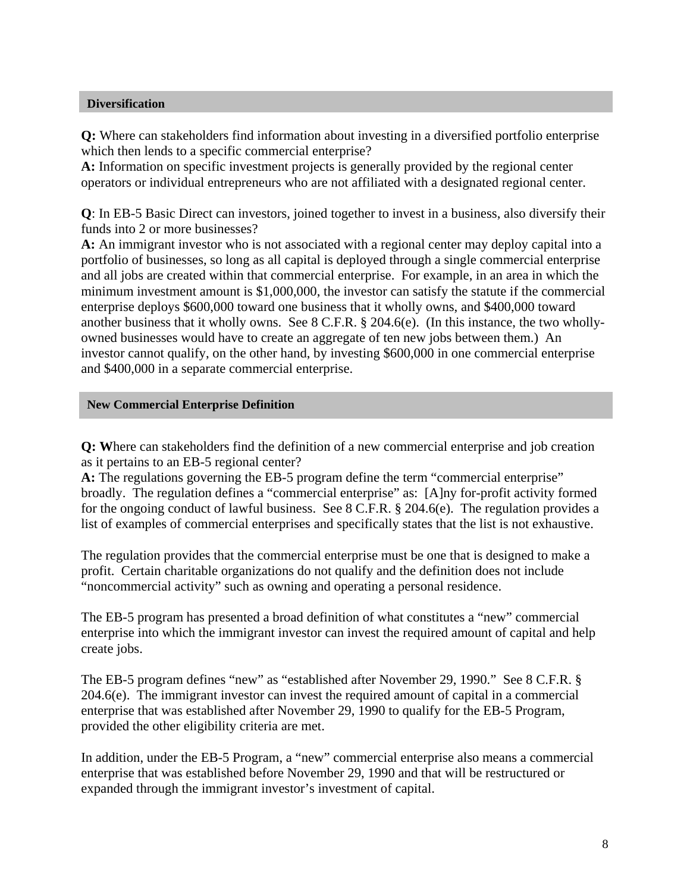## Diversification

**Q:** Where can stakeholders find information about investing in a diversified portfolio enterprise which then lends to a specific commercial enterprise?
**A:** Information on specific investment projects is generally provided by the regional center operators or individual entrepreneurs who are not affiliated with a designated regional center.

**Q**: In EB-5 Basic Direct can investors, joined together to invest in a business, also diversify their funds into 2 or more businesses?
**A:** An immigrant investor who is not associated with a regional center may deploy capital into a portfolio of businesses, so long as all capital is deployed through a single commercial enterprise and all jobs are created within that commercial enterprise. For example, in an area in which the minimum investment amount is $1,000,000, the investor can satisfy the statute if the commercial enterprise deploys $600,000 toward one business that it wholly owns, and $400,000 toward another business that it wholly owns. See 8 C.F.R. § 204.6(e). (In this instance, the two wholly-owned businesses would have to create an aggregate of ten new jobs between them.) An investor cannot qualify, on the other hand, by investing $600,000 in one commercial enterprise and $400,000 in a separate commercial enterprise.

## New Commercial Enterprise Definition

**Q: W**here can stakeholders find the definition of a new commercial enterprise and job creation as it pertains to an EB-5 regional center?
**A:** The regulations governing the EB-5 program define the term "commercial enterprise" broadly. The regulation defines a "commercial enterprise" as: [A]ny for-profit activity formed for the ongoing conduct of lawful business. See 8 C.F.R. § 204.6(e). The regulation provides a list of examples of commercial enterprises and specifically states that the list is not exhaustive.

The regulation provides that the commercial enterprise must be one that is designed to make a profit. Certain charitable organizations do not qualify and the definition does not include "noncommercial activity" such as owning and operating a personal residence.

The EB-5 program has presented a broad definition of what constitutes a "new" commercial enterprise into which the immigrant investor can invest the required amount of capital and help create jobs.

The EB-5 program defines "new" as "established after November 29, 1990." See 8 C.F.R. § 204.6(e). The immigrant investor can invest the required amount of capital in a commercial enterprise that was established after November 29, 1990 to qualify for the EB-5 Program, provided the other eligibility criteria are met.

In addition, under the EB-5 Program, a "new" commercial enterprise also means a commercial enterprise that was established before November 29, 1990 and that will be restructured or expanded through the immigrant investor's investment of capital.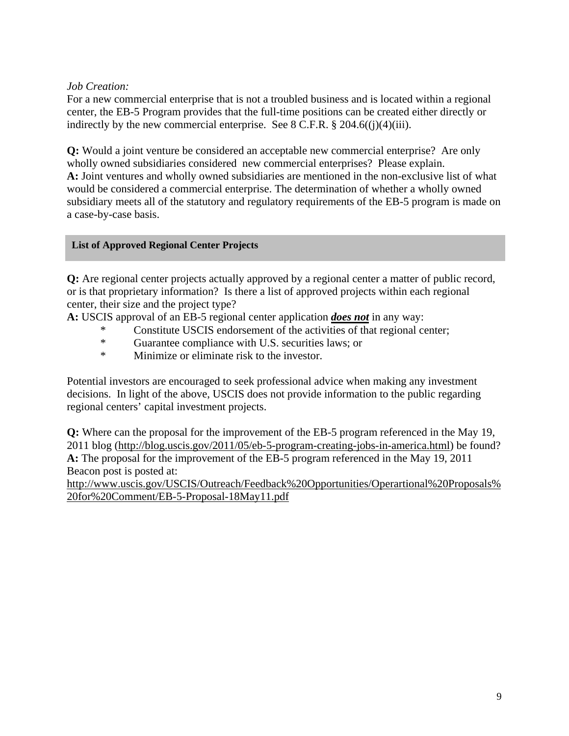*Job Creation:*
For a new commercial enterprise that is not a troubled business and is located within a regional center, the EB-5 Program provides that the full-time positions can be created either directly or indirectly by the new commercial enterprise. See 8 C.F.R. § 204.6((j)(4)(iii).

**Q:** Would a joint venture be considered an acceptable new commercial enterprise? Are only wholly owned subsidiaries considered new commercial enterprises? Please explain.
**A:** Joint ventures and wholly owned subsidiaries are mentioned in the non-exclusive list of what would be considered a commercial enterprise. The determination of whether a wholly owned subsidiary meets all of the statutory and regulatory requirements of the EB-5 program is made on a case-by-case basis.

## List of Approved Regional Center Projects

**Q:** Are regional center projects actually approved by a regional center a matter of public record, or is that proprietary information? Is there a list of approved projects within each regional center, their size and the project type?
**A:** USCIS approval of an EB-5 regional center application ***does not*** in any way:

* Constitute USCIS endorsement of the activities of that regional center;
* Guarantee compliance with U.S. securities laws; or
* Minimize or eliminate risk to the investor.

Potential investors are encouraged to seek professional advice when making any investment decisions. In light of the above, USCIS does not provide information to the public regarding regional centers' capital investment projects.

**Q:** Where can the proposal for the improvement of the EB-5 program referenced in the May 19, 2011 blog (http://blog.uscis.gov/2011/05/eb-5-program-creating-jobs-in-america.html) be found?
**A:** The proposal for the improvement of the EB-5 program referenced in the May 19, 2011 Beacon post is posted at:
http://www.uscis.gov/USCIS/Outreach/Feedback%20Opportunities/Operartional%20Proposals%20for%20Comment/EB-5-Proposal-18May11.pdf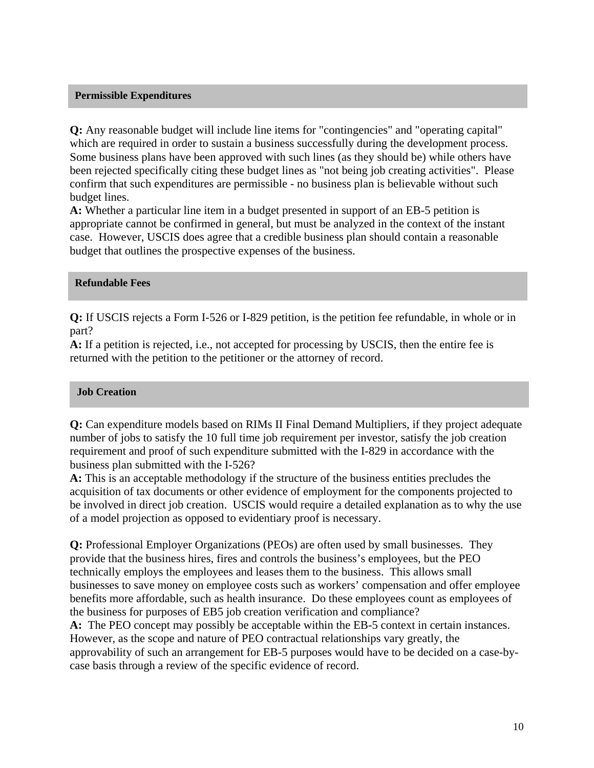## Permissible Expenditures

**Q:** Any reasonable budget will include line items for "contingencies" and "operating capital" which are required in order to sustain a business successfully during the development process. Some business plans have been approved with such lines (as they should be) while others have been rejected specifically citing these budget lines as "not being job creating activities". Please confirm that such expenditures are permissible - no business plan is believable without such budget lines.
**A:** Whether a particular line item in a budget presented in support of an EB-5 petition is appropriate cannot be confirmed in general, but must be analyzed in the context of the instant case. However, USCIS does agree that a credible business plan should contain a reasonable budget that outlines the prospective expenses of the business.

## Refundable Fees

**Q:** If USCIS rejects a Form I-526 or I-829 petition, is the petition fee refundable, in whole or in part?
**A:** If a petition is rejected, i.e., not accepted for processing by USCIS, then the entire fee is returned with the petition to the petitioner or the attorney of record.

## Job Creation

**Q:** Can expenditure models based on RIMs II Final Demand Multipliers, if they project adequate number of jobs to satisfy the 10 full time job requirement per investor, satisfy the job creation requirement and proof of such expenditure submitted with the I-829 in accordance with the business plan submitted with the I-526?
**A:** This is an acceptable methodology if the structure of the business entities precludes the acquisition of tax documents or other evidence of employment for the components projected to be involved in direct job creation. USCIS would require a detailed explanation as to why the use of a model projection as opposed to evidentiary proof is necessary.

**Q:** Professional Employer Organizations (PEOs) are often used by small businesses. They provide that the business hires, fires and controls the business's employees, but the PEO technically employs the employees and leases them to the business. This allows small businesses to save money on employee costs such as workers' compensation and offer employee benefits more affordable, such as health insurance. Do these employees count as employees of the business for purposes of EB5 job creation verification and compliance?
**A:** The PEO concept may possibly be acceptable within the EB-5 context in certain instances. However, as the scope and nature of PEO contractual relationships vary greatly, the approvability of such an arrangement for EB-5 purposes would have to be decided on a case-by-case basis through a review of the specific evidence of record.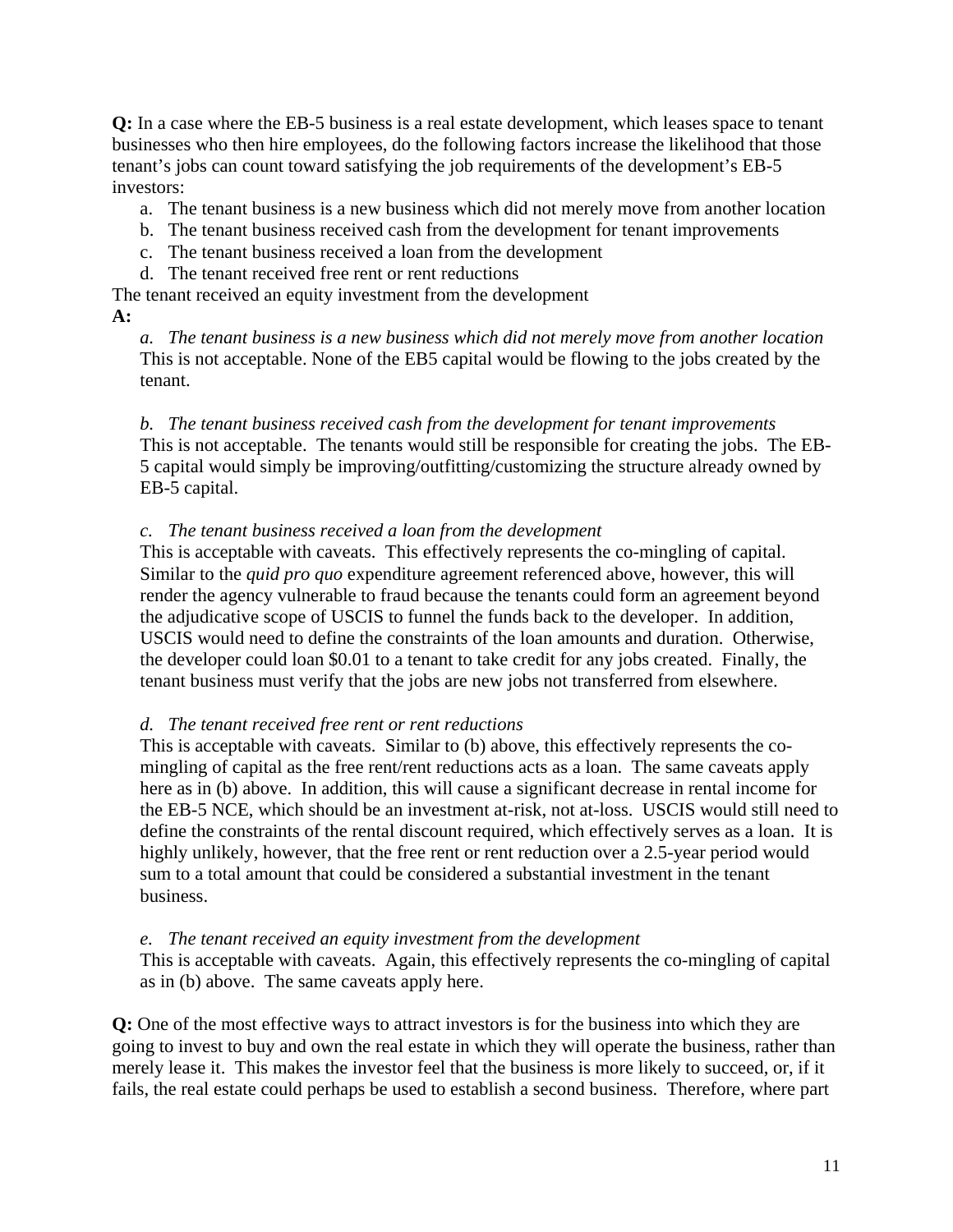**Q:** In a case where the EB-5 business is a real estate development, which leases space to tenant businesses who then hire employees, do the following factors increase the likelihood that those tenant's jobs can count toward satisfying the job requirements of the development's EB-5 investors:

a. The tenant business is a new business which did not merely move from another location
b. The tenant business received cash from the development for tenant improvements
c. The tenant business received a loan from the development
d. The tenant received free rent or rent reductions

The tenant received an equity investment from the development

**A:**

*a. The tenant business is a new business which did not merely move from another location*
This is not acceptable. None of the EB5 capital would be flowing to the jobs created by the tenant.

*b. The tenant business received cash from the development for tenant improvements*
This is not acceptable. The tenants would still be responsible for creating the jobs. The EB-5 capital would simply be improving/outfitting/customizing the structure already owned by EB-5 capital.

*c. The tenant business received a loan from the development*
This is acceptable with caveats. This effectively represents the co-mingling of capital. Similar to the *quid pro quo* expenditure agreement referenced above, however, this will render the agency vulnerable to fraud because the tenants could form an agreement beyond the adjudicative scope of USCIS to funnel the funds back to the developer. In addition, USCIS would need to define the constraints of the loan amounts and duration. Otherwise, the developer could loan $0.01 to a tenant to take credit for any jobs created. Finally, the tenant business must verify that the jobs are new jobs not transferred from elsewhere.

*d. The tenant received free rent or rent reductions*
This is acceptable with caveats. Similar to (b) above, this effectively represents the co-mingling of capital as the free rent/rent reductions acts as a loan. The same caveats apply here as in (b) above. In addition, this will cause a significant decrease in rental income for the EB-5 NCE, which should be an investment at-risk, not at-loss. USCIS would still need to define the constraints of the rental discount required, which effectively serves as a loan. It is highly unlikely, however, that the free rent or rent reduction over a 2.5-year period would sum to a total amount that could be considered a substantial investment in the tenant business.

*e. The tenant received an equity investment from the development*
This is acceptable with caveats. Again, this effectively represents the co-mingling of capital as in (b) above. The same caveats apply here.

**Q:** One of the most effective ways to attract investors is for the business into which they are going to invest to buy and own the real estate in which they will operate the business, rather than merely lease it. This makes the investor feel that the business is more likely to succeed, or, if it fails, the real estate could perhaps be used to establish a second business. Therefore, where part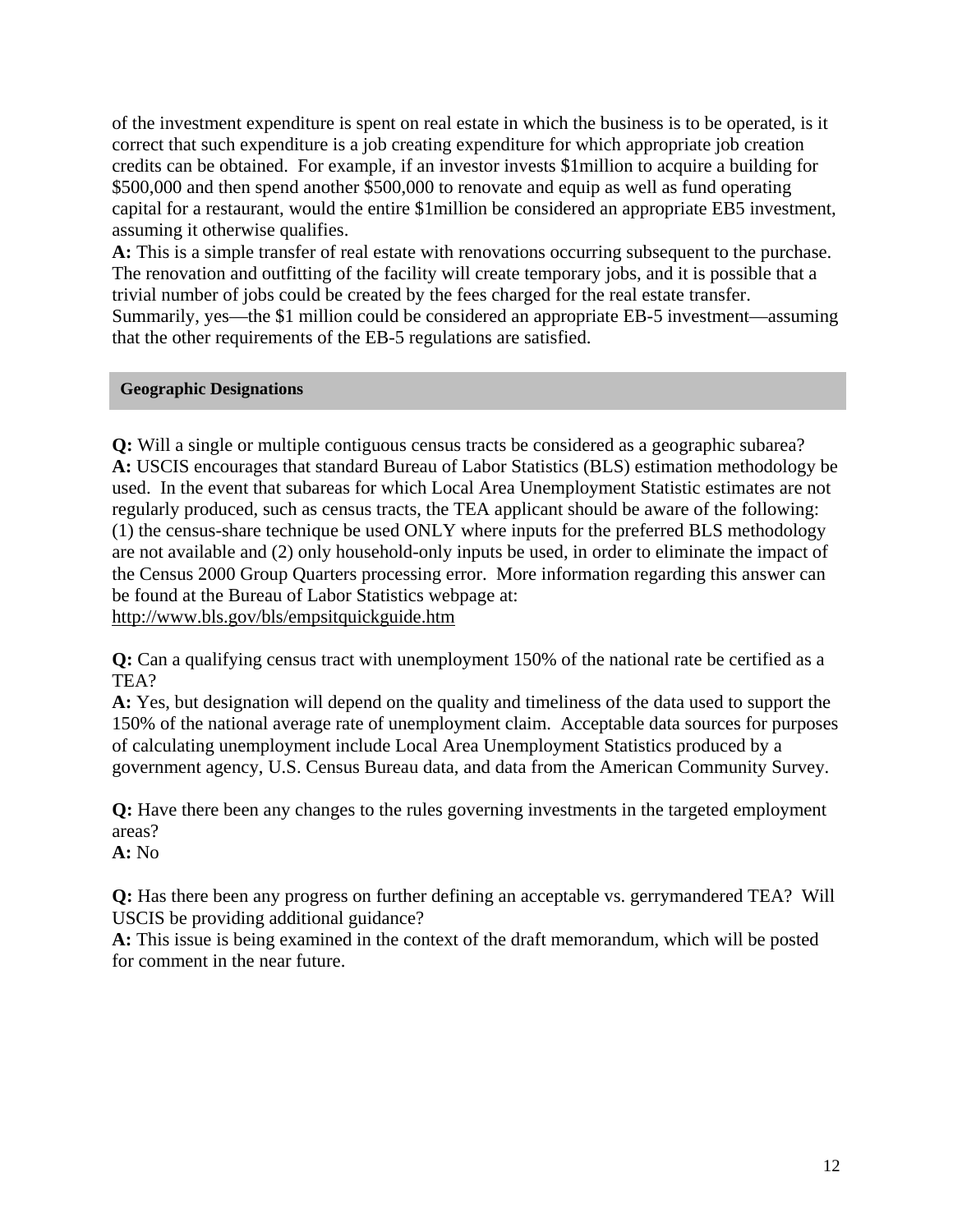of the investment expenditure is spent on real estate in which the business is to be operated, is it correct that such expenditure is a job creating expenditure for which appropriate job creation credits can be obtained. For example, if an investor invests $1million to acquire a building for $500,000 and then spend another $500,000 to renovate and equip as well as fund operating capital for a restaurant, would the entire $1million be considered an appropriate EB5 investment, assuming it otherwise qualifies.

**A:** This is a simple transfer of real estate with renovations occurring subsequent to the purchase. The renovation and outfitting of the facility will create temporary jobs, and it is possible that a trivial number of jobs could be created by the fees charged for the real estate transfer. Summarily, yes—the $1 million could be considered an appropriate EB-5 investment—assuming that the other requirements of the EB-5 regulations are satisfied.

## Geographic Designations

**Q:** Will a single or multiple contiguous census tracts be considered as a geographic subarea?

**A:** USCIS encourages that standard Bureau of Labor Statistics (BLS) estimation methodology be used. In the event that subareas for which Local Area Unemployment Statistic estimates are not regularly produced, such as census tracts, the TEA applicant should be aware of the following: (1) the census-share technique be used ONLY where inputs for the preferred BLS methodology are not available and (2) only household-only inputs be used, in order to eliminate the impact of the Census 2000 Group Quarters processing error. More information regarding this answer can be found at the Bureau of Labor Statistics webpage at:
http://www.bls.gov/bls/empsitquickguide.htm

**Q:** Can a qualifying census tract with unemployment 150% of the national rate be certified as a TEA?

**A:** Yes, but designation will depend on the quality and timeliness of the data used to support the 150% of the national average rate of unemployment claim. Acceptable data sources for purposes of calculating unemployment include Local Area Unemployment Statistics produced by a government agency, U.S. Census Bureau data, and data from the American Community Survey.

**Q:** Have there been any changes to the rules governing investments in the targeted employment areas?

**A:** No

**Q:** Has there been any progress on further defining an acceptable vs. gerrymandered TEA? Will USCIS be providing additional guidance?

**A:** This issue is being examined in the context of the draft memorandum, which will be posted for comment in the near future.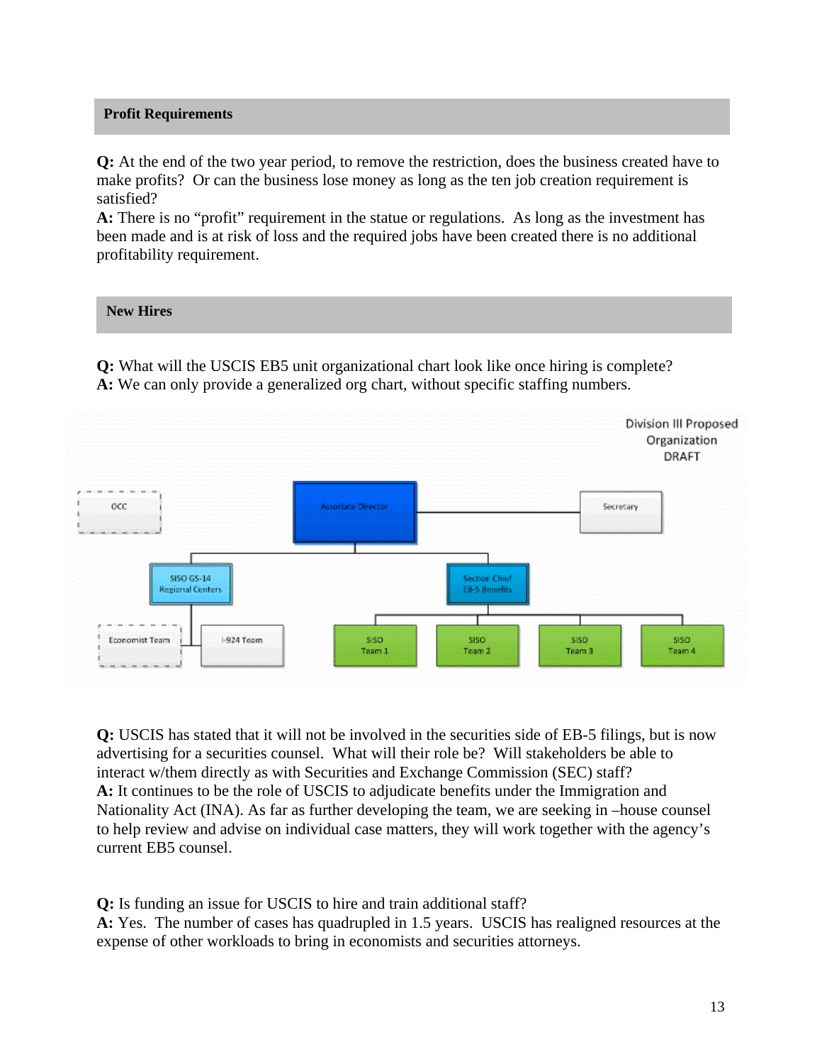## Profit Requirements

**Q:** At the end of the two year period, to remove the restriction, does the business created have to make profits? Or can the business lose money as long as the ten job creation requirement is satisfied?
**A:** There is no "profit" requirement in the statue or regulations. As long as the investment has been made and is at risk of loss and the required jobs have been created there is no additional profitability requirement.

## New Hires

**Q:** What will the USCIS EB5 unit organizational chart look like once hiring is complete?
**A:** We can only provide a generalized org chart, without specific staffing numbers.

Division III Proposed Organization DRAFT

- OCC
- Associate Director
  - Secretary
  - SISO GS-14 Regional Centers
    - Economist Team
    - I-924 Team
  - Section Chief EB-5 Benefits
    - SISO Team 1
    - SISO Team 2
    - SISO Team 3
    - SISO Team 4

**Q:** USCIS has stated that it will not be involved in the securities side of EB-5 filings, but is now advertising for a securities counsel. What will their role be? Will stakeholders be able to interact w/them directly as with Securities and Exchange Commission (SEC) staff?
**A:** It continues to be the role of USCIS to adjudicate benefits under the Immigration and Nationality Act (INA). As far as further developing the team, we are seeking in –house counsel to help review and advise on individual case matters, they will work together with the agency's current EB5 counsel.

**Q:** Is funding an issue for USCIS to hire and train additional staff?
**A:** Yes. The number of cases has quadrupled in 1.5 years. USCIS has realigned resources at the expense of other workloads to bring in economists and securities attorneys.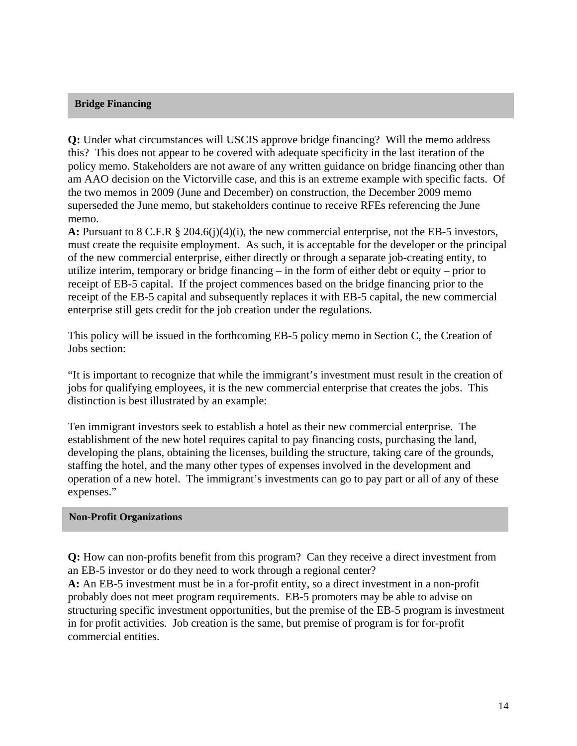## Bridge Financing

**Q:** Under what circumstances will USCIS approve bridge financing? Will the memo address this? This does not appear to be covered with adequate specificity in the last iteration of the policy memo. Stakeholders are not aware of any written guidance on bridge financing other than am AAO decision on the Victorville case, and this is an extreme example with specific facts. Of the two memos in 2009 (June and December) on construction, the December 2009 memo superseded the June memo, but stakeholders continue to receive RFEs referencing the June memo.

**A:** Pursuant to 8 C.F.R § 204.6(j)(4)(i), the new commercial enterprise, not the EB-5 investors, must create the requisite employment. As such, it is acceptable for the developer or the principal of the new commercial enterprise, either directly or through a separate job-creating entity, to utilize interim, temporary or bridge financing – in the form of either debt or equity – prior to receipt of EB-5 capital. If the project commences based on the bridge financing prior to the receipt of the EB-5 capital and subsequently replaces it with EB-5 capital, the new commercial enterprise still gets credit for the job creation under the regulations.

This policy will be issued in the forthcoming EB-5 policy memo in Section C, the Creation of Jobs section:

"It is important to recognize that while the immigrant's investment must result in the creation of jobs for qualifying employees, it is the new commercial enterprise that creates the jobs. This distinction is best illustrated by an example:

Ten immigrant investors seek to establish a hotel as their new commercial enterprise. The establishment of the new hotel requires capital to pay financing costs, purchasing the land, developing the plans, obtaining the licenses, building the structure, taking care of the grounds, staffing the hotel, and the many other types of expenses involved in the development and operation of a new hotel. The immigrant's investments can go to pay part or all of any of these expenses."

## Non-Profit Organizations

**Q:** How can non-profits benefit from this program? Can they receive a direct investment from an EB-5 investor or do they need to work through a regional center?

**A:** An EB-5 investment must be in a for-profit entity, so a direct investment in a non-profit probably does not meet program requirements. EB-5 promoters may be able to advise on structuring specific investment opportunities, but the premise of the EB-5 program is investment in for profit activities. Job creation is the same, but premise of program is for for-profit commercial entities.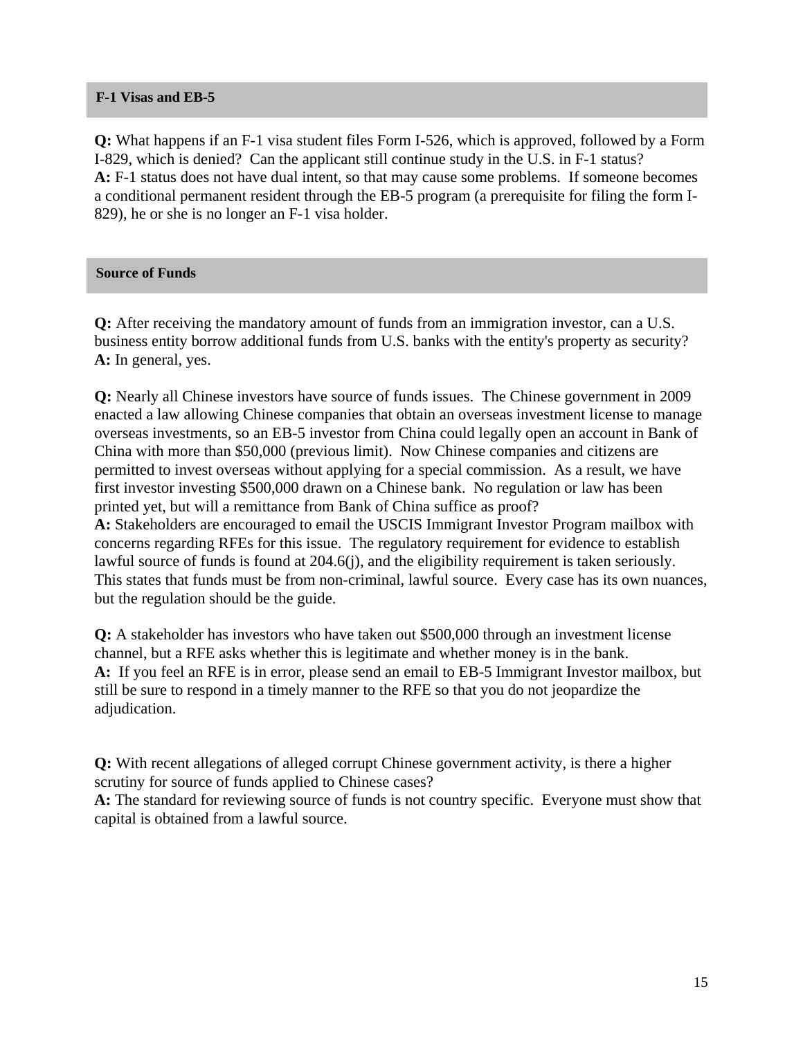## F-1 Visas and EB-5

**Q:** What happens if an F-1 visa student files Form I-526, which is approved, followed by a Form I-829, which is denied? Can the applicant still continue study in the U.S. in F-1 status?
**A:** F-1 status does not have dual intent, so that may cause some problems. If someone becomes a conditional permanent resident through the EB-5 program (a prerequisite for filing the form I-829), he or she is no longer an F-1 visa holder.

## Source of Funds

**Q:** After receiving the mandatory amount of funds from an immigration investor, can a U.S. business entity borrow additional funds from U.S. banks with the entity's property as security?
**A:** In general, yes.

**Q:** Nearly all Chinese investors have source of funds issues. The Chinese government in 2009 enacted a law allowing Chinese companies that obtain an overseas investment license to manage overseas investments, so an EB-5 investor from China could legally open an account in Bank of China with more than $50,000 (previous limit). Now Chinese companies and citizens are permitted to invest overseas without applying for a special commission. As a result, we have first investor investing $500,000 drawn on a Chinese bank. No regulation or law has been printed yet, but will a remittance from Bank of China suffice as proof?
**A:** Stakeholders are encouraged to email the USCIS Immigrant Investor Program mailbox with concerns regarding RFEs for this issue. The regulatory requirement for evidence to establish lawful source of funds is found at 204.6(j), and the eligibility requirement is taken seriously. This states that funds must be from non-criminal, lawful source. Every case has its own nuances, but the regulation should be the guide.

**Q:** A stakeholder has investors who have taken out $500,000 through an investment license channel, but a RFE asks whether this is legitimate and whether money is in the bank.
**A:** If you feel an RFE is in error, please send an email to EB-5 Immigrant Investor mailbox, but still be sure to respond in a timely manner to the RFE so that you do not jeopardize the adjudication.

**Q:** With recent allegations of alleged corrupt Chinese government activity, is there a higher scrutiny for source of funds applied to Chinese cases?
**A:** The standard for reviewing source of funds is not country specific. Everyone must show that capital is obtained from a lawful source.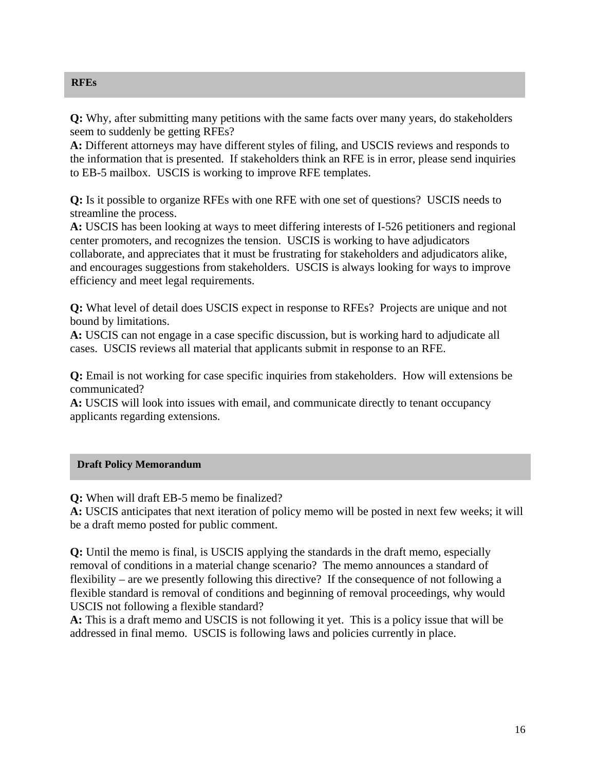## RFEs

**Q:** Why, after submitting many petitions with the same facts over many years, do stakeholders seem to suddenly be getting RFEs?
**A:** Different attorneys may have different styles of filing, and USCIS reviews and responds to the information that is presented. If stakeholders think an RFE is in error, please send inquiries to EB-5 mailbox. USCIS is working to improve RFE templates.

**Q:** Is it possible to organize RFEs with one RFE with one set of questions? USCIS needs to streamline the process.
**A:** USCIS has been looking at ways to meet differing interests of I-526 petitioners and regional center promoters, and recognizes the tension. USCIS is working to have adjudicators collaborate, and appreciates that it must be frustrating for stakeholders and adjudicators alike, and encourages suggestions from stakeholders. USCIS is always looking for ways to improve efficiency and meet legal requirements.

**Q:** What level of detail does USCIS expect in response to RFEs? Projects are unique and not bound by limitations.
**A:** USCIS can not engage in a case specific discussion, but is working hard to adjudicate all cases. USCIS reviews all material that applicants submit in response to an RFE.

**Q:** Email is not working for case specific inquiries from stakeholders. How will extensions be communicated?
**A:** USCIS will look into issues with email, and communicate directly to tenant occupancy applicants regarding extensions.

## Draft Policy Memorandum

**Q:** When will draft EB-5 memo be finalized?
**A:** USCIS anticipates that next iteration of policy memo will be posted in next few weeks; it will be a draft memo posted for public comment.

**Q:** Until the memo is final, is USCIS applying the standards in the draft memo, especially removal of conditions in a material change scenario? The memo announces a standard of flexibility – are we presently following this directive? If the consequence of not following a flexible standard is removal of conditions and beginning of removal proceedings, why would USCIS not following a flexible standard?
**A:** This is a draft memo and USCIS is not following it yet. This is a policy issue that will be addressed in final memo. USCIS is following laws and policies currently in place.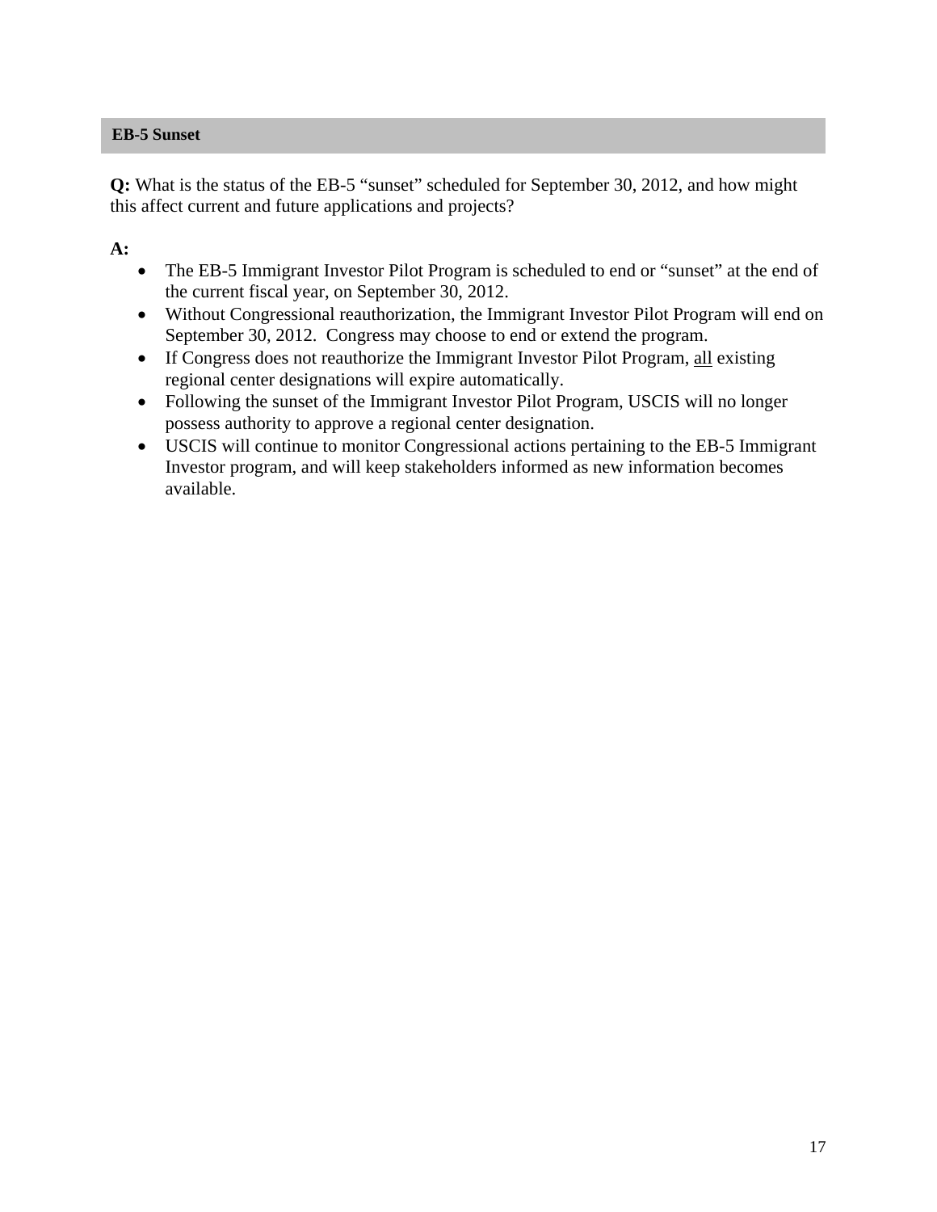## EB-5 Sunset

**Q:** What is the status of the EB-5 "sunset" scheduled for September 30, 2012, and how might this affect current and future applications and projects?

**A:**

- The EB-5 Immigrant Investor Pilot Program is scheduled to end or "sunset" at the end of the current fiscal year, on September 30, 2012.
- Without Congressional reauthorization, the Immigrant Investor Pilot Program will end on September 30, 2012. Congress may choose to end or extend the program.
- If Congress does not reauthorize the Immigrant Investor Pilot Program, <u>all</u> existing regional center designations will expire automatically.
- Following the sunset of the Immigrant Investor Pilot Program, USCIS will no longer possess authority to approve a regional center designation.
- USCIS will continue to monitor Congressional actions pertaining to the EB-5 Immigrant Investor program, and will keep stakeholders informed as new information becomes available.